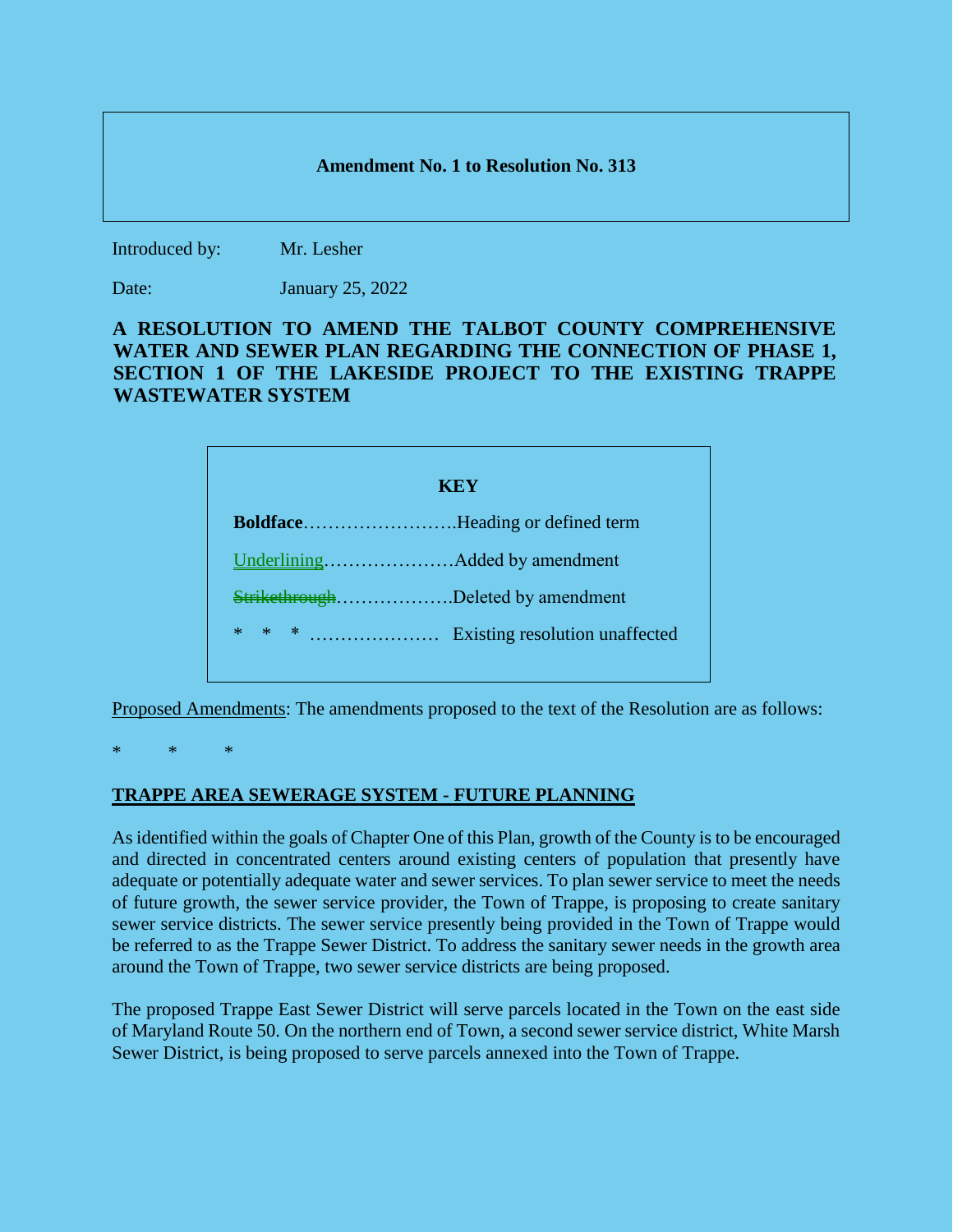**Amendment No. 1 to Resolution No. 313**

Introduced by: Mr. Lesher

Date: January 25, 2022

**A RESOLUTION TO AMEND THE TALBOT COUNTY COMPREHENSIVE WATER AND SEWER PLAN REGARDING THE CONNECTION OF PHASE 1, SECTION 1 OF THE LAKESIDE PROJECT TO THE EXISTING TRAPPE WASTEWATER SYSTEM**

**KEY**

**Boldface**……………………..Heading or defined term

<u>Underlining</u>…………………Added by amendment

~~Strikethrough~~………………Deleted by amendment

\* \* \* ………………… Existing resolution unaffected

<u>Proposed Amendments</u>: The amendments proposed to the text of the Resolution are as follows:

\* \* \*

**<u>TRAPPE AREA SEWERAGE SYSTEM - FUTURE PLANNING</u>**

As identified within the goals of Chapter One of this Plan, growth of the County is to be encouraged and directed in concentrated centers around existing centers of population that presently have adequate or potentially adequate water and sewer services. To plan sewer service to meet the needs of future growth, the sewer service provider, the Town of Trappe, is proposing to create sanitary sewer service districts. The sewer service presently being provided in the Town of Trappe would be referred to as the Trappe Sewer District. To address the sanitary sewer needs in the growth area around the Town of Trappe, two sewer service districts are being proposed.

The proposed Trappe East Sewer District will serve parcels located in the Town on the east side of Maryland Route 50. On the northern end of Town, a second sewer service district, White Marsh Sewer District, is being proposed to serve parcels annexed into the Town of Trappe.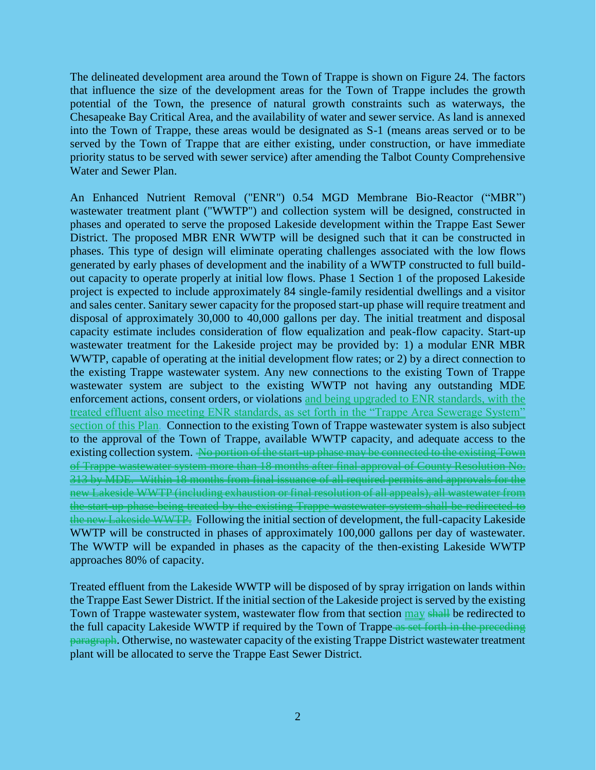The delineated development area around the Town of Trappe is shown on Figure 24. The factors that influence the size of the development areas for the Town of Trappe includes the growth potential of the Town, the presence of natural growth constraints such as waterways, the Chesapeake Bay Critical Area, and the availability of water and sewer service. As land is annexed into the Town of Trappe, these areas would be designated as S-1 (means areas served or to be served by the Town of Trappe that are either existing, under construction, or have immediate priority status to be served with sewer service) after amending the Talbot County Comprehensive Water and Sewer Plan.

An Enhanced Nutrient Removal ("ENR") 0.54 MGD Membrane Bio-Reactor ("MBR") wastewater treatment plant ("WWTP") and collection system will be designed, constructed in phases and operated to serve the proposed Lakeside development within the Trappe East Sewer District. The proposed MBR ENR WWTP will be designed such that it can be constructed in phases. This type of design will eliminate operating challenges associated with the low flows generated by early phases of development and the inability of a WWTP constructed to full build-out capacity to operate properly at initial low flows. Phase 1 Section 1 of the proposed Lakeside project is expected to include approximately 84 single-family residential dwellings and a visitor and sales center. Sanitary sewer capacity for the proposed start-up phase will require treatment and disposal of approximately 30,000 to 40,000 gallons per day. The initial treatment and disposal capacity estimate includes consideration of flow equalization and peak-flow capacity. Start-up wastewater treatment for the Lakeside project may be provided by: 1) a modular ENR MBR WWTP, capable of operating at the initial development flow rates; or 2) by a direct connection to the existing Trappe wastewater system. Any new connections to the existing Town of Trappe wastewater system are subject to the existing WWTP not having any outstanding MDE enforcement actions, consent orders, or violations and being upgraded to ENR standards, with the treated effluent also meeting ENR standards, as set forth in the "Trappe Area Sewerage System" section of this Plan. Connection to the existing Town of Trappe wastewater system is also subject to the approval of the Town of Trappe, available WWTP capacity, and adequate access to the existing collection system. ~~No portion of the start-up phase may be connected to the existing Town of Trappe wastewater system more than 18 months after final approval of County Resolution No. 313 by MDE. Within 18 months from final issuance of all required permits and approvals for the new Lakeside WWTP (including exhaustion or final resolution of all appeals), all wastewater from the start-up phase being treated by the existing Trappe wastewater system shall be redirected to the new Lakeside WWTP.~~ Following the initial section of development, the full-capacity Lakeside WWTP will be constructed in phases of approximately 100,000 gallons per day of wastewater. The WWTP will be expanded in phases as the capacity of the then-existing Lakeside WWTP approaches 80% of capacity.

Treated effluent from the Lakeside WWTP will be disposed of by spray irrigation on lands within the Trappe East Sewer District. If the initial section of the Lakeside project is served by the existing Town of Trappe wastewater system, wastewater flow from that section may ~~shall~~ be redirected to the full capacity Lakeside WWTP if required by the Town of Trappe ~~as set forth in the preceding paragraph~~. Otherwise, no wastewater capacity of the existing Trappe District wastewater treatment plant will be allocated to serve the Trappe East Sewer District.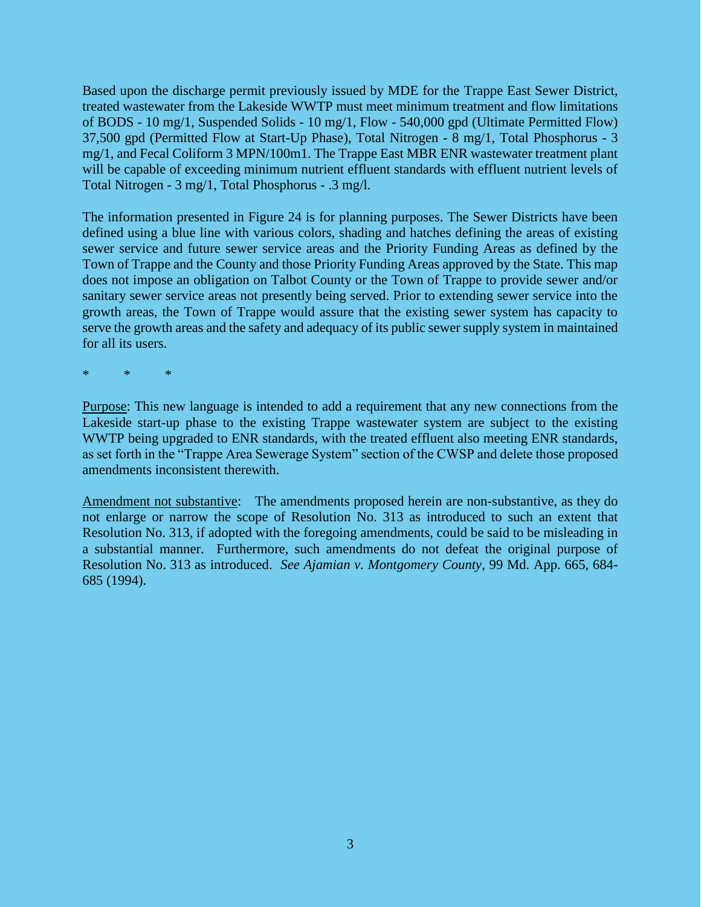Based upon the discharge permit previously issued by MDE for the Trappe East Sewer District, treated wastewater from the Lakeside WWTP must meet minimum treatment and flow limitations of BODS - 10 mg/1, Suspended Solids - 10 mg/1, Flow - 540,000 gpd (Ultimate Permitted Flow) 37,500 gpd (Permitted Flow at Start-Up Phase), Total Nitrogen - 8 mg/1, Total Phosphorus - 3 mg/1, and Fecal Coliform 3 MPN/100m1. The Trappe East MBR ENR wastewater treatment plant will be capable of exceeding minimum nutrient effluent standards with effluent nutrient levels of Total Nitrogen - 3 mg/1, Total Phosphorus - .3 mg/l.

The information presented in Figure 24 is for planning purposes. The Sewer Districts have been defined using a blue line with various colors, shading and hatches defining the areas of existing sewer service and future sewer service areas and the Priority Funding Areas as defined by the Town of Trappe and the County and those Priority Funding Areas approved by the State. This map does not impose an obligation on Talbot County or the Town of Trappe to provide sewer and/or sanitary sewer service areas not presently being served. Prior to extending sewer service into the growth areas, the Town of Trappe would assure that the existing sewer system has capacity to serve the growth areas and the safety and adequacy of its public sewer supply system in maintained for all its users.

\*    \*    \*

<u>Purpose</u>: This new language is intended to add a requirement that any new connections from the Lakeside start-up phase to the existing Trappe wastewater system are subject to the existing WWTP being upgraded to ENR standards, with the treated effluent also meeting ENR standards, as set forth in the "Trappe Area Sewerage System" section of the CWSP and delete those proposed amendments inconsistent therewith.

<u>Amendment not substantive</u>: The amendments proposed herein are non-substantive, as they do not enlarge or narrow the scope of Resolution No. 313 as introduced to such an extent that Resolution No. 313, if adopted with the foregoing amendments, could be said to be misleading in a substantial manner. Furthermore, such amendments do not defeat the original purpose of Resolution No. 313 as introduced. *See Ajamian v. Montgomery County*, 99 Md. App. 665, 684-685 (1994).